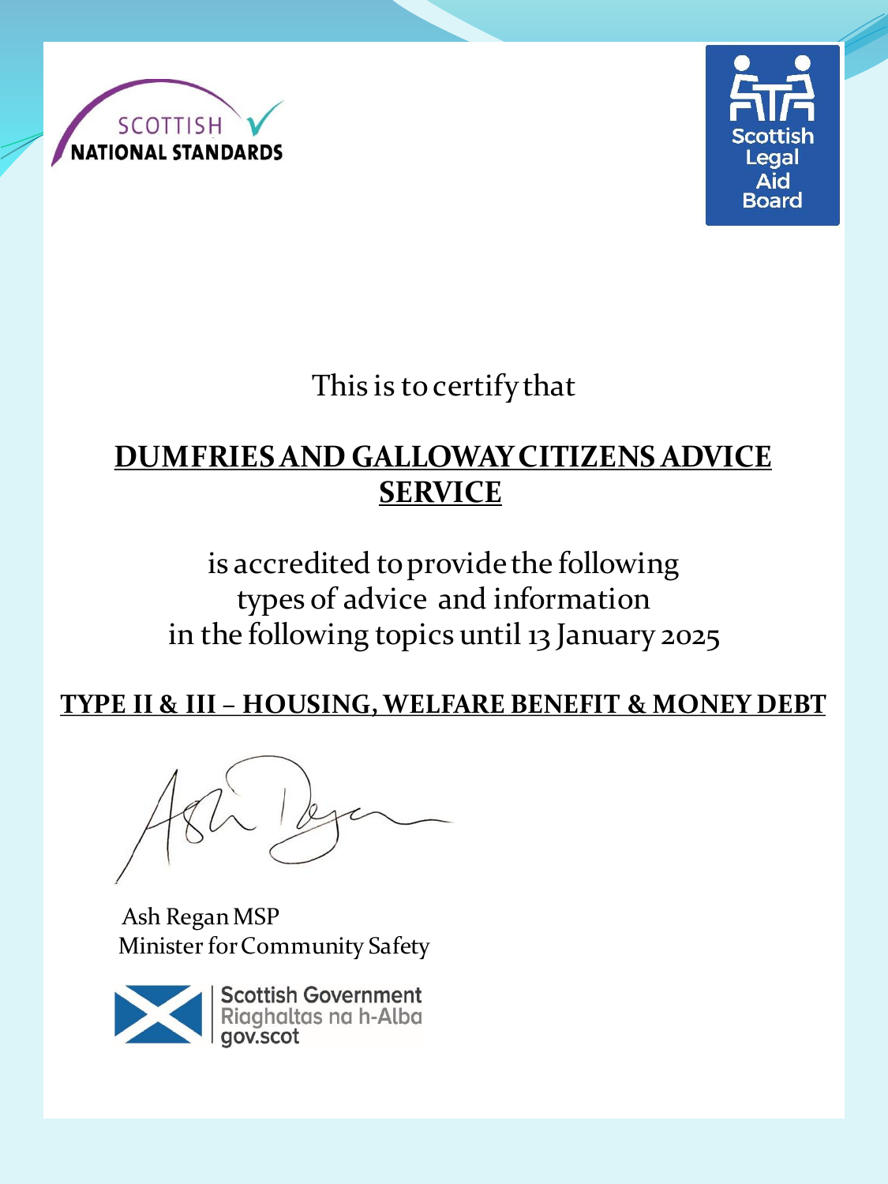SCOTTISH NATIONAL STANDARDS

Scottish Legal Aid Board

This is to certify that

**DUMFRIES AND GALLOWAY CITIZENS ADVICE SERVICE**

is accredited to provide the following types of advice and information in the following topics until 13 January 2025

**TYPE II & III – HOUSING, WELFARE BENEFIT & MONEY DEBT**

Ash Regan MSP
Minister for Community Safety

Scottish Government
Riaghaltas na h-Alba
gov.scot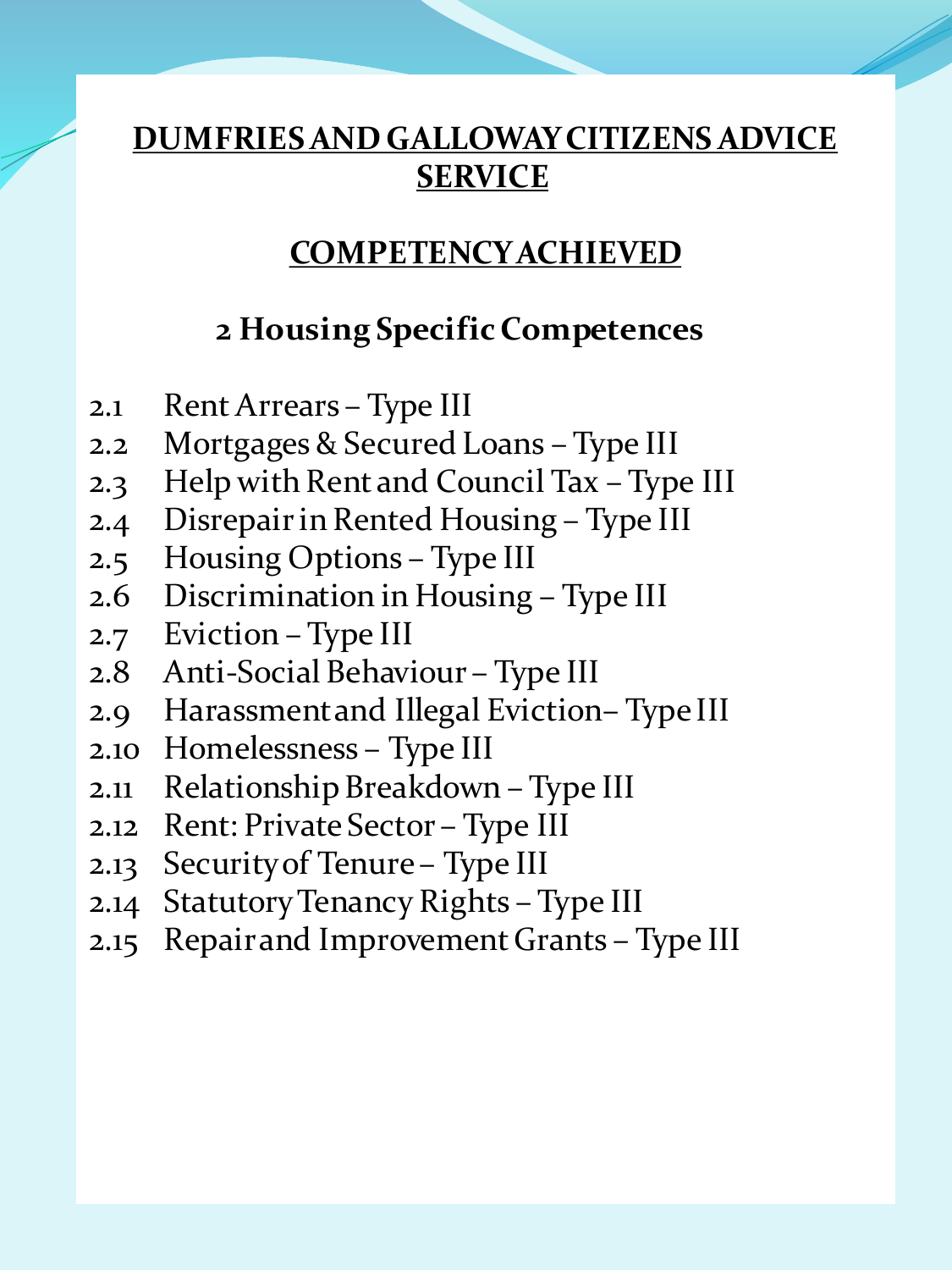# DUMFRIES AND GALLOWAY CITIZENS ADVICE SERVICE

## COMPETENCY ACHIEVED

### 2 Housing Specific Competences

2.1 Rent Arrears – Type III
2.2 Mortgages & Secured Loans – Type III
2.3 Help with Rent and Council Tax – Type III
2.4 Disrepair in Rented Housing – Type III
2.5 Housing Options – Type III
2.6 Discrimination in Housing – Type III
2.7 Eviction – Type III
2.8 Anti-Social Behaviour – Type III
2.9 Harassment and Illegal Eviction– Type III
2.10 Homelessness – Type III
2.11 Relationship Breakdown – Type III
2.12 Rent: Private Sector – Type III
2.13 Security of Tenure – Type III
2.14 Statutory Tenancy Rights – Type III
2.15 Repair and Improvement Grants – Type III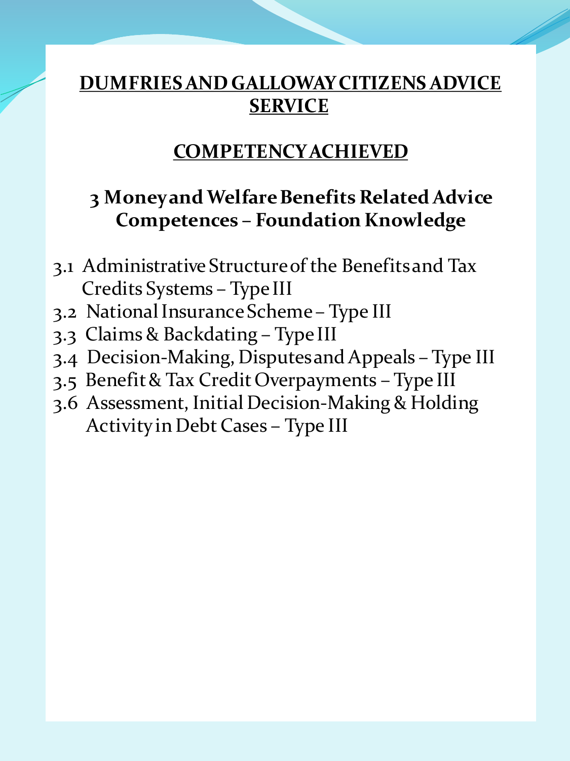# DUMFRIES AND GALLOWAY CITIZENS ADVICE SERVICE

## COMPETENCY ACHIEVED

### 3 Money and Welfare Benefits Related Advice Competences – Foundation Knowledge

- 3.1 Administrative Structure of the Benefits and Tax Credits Systems – Type III
- 3.2 National Insurance Scheme – Type III
- 3.3 Claims & Backdating – Type III
- 3.4 Decision-Making, Disputes and Appeals – Type III
- 3.5 Benefit & Tax Credit Overpayments – Type III
- 3.6 Assessment, Initial Decision-Making & Holding Activity in Debt Cases – Type III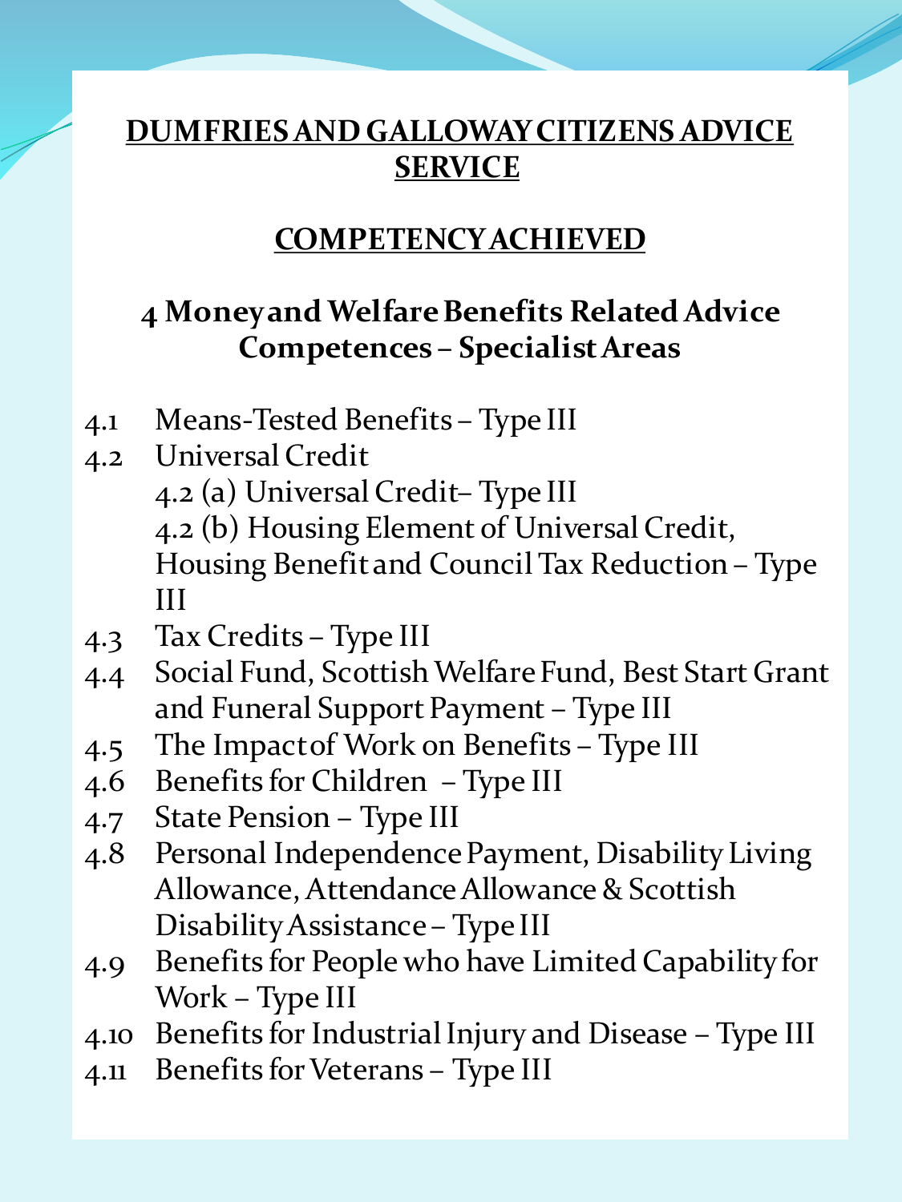# DUMFRIES AND GALLOWAY CITIZENS ADVICE SERVICE

## COMPETENCY ACHIEVED

### 4 Money and Welfare Benefits Related Advice Competences – Specialist Areas

- 4.1 Means-Tested Benefits – Type III
- 4.2 Universal Credit
  - 4.2 (a) Universal Credit– Type III
  - 4.2 (b) Housing Element of Universal Credit, Housing Benefit and Council Tax Reduction – Type III
- 4.3 Tax Credits – Type III
- 4.4 Social Fund, Scottish Welfare Fund, Best Start Grant and Funeral Support Payment – Type III
- 4.5 The Impact of Work on Benefits – Type III
- 4.6 Benefits for Children – Type III
- 4.7 State Pension – Type III
- 4.8 Personal Independence Payment, Disability Living Allowance, Attendance Allowance & Scottish Disability Assistance – Type III
- 4.9 Benefits for People who have Limited Capability for Work – Type III
- 4.10 Benefits for Industrial Injury and Disease – Type III
- 4.11 Benefits for Veterans – Type III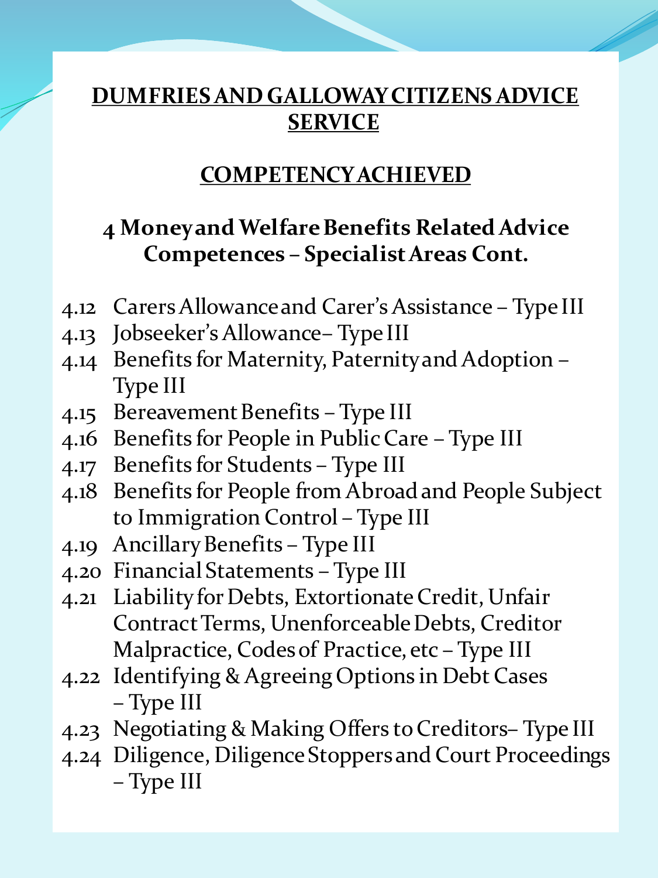# DUMFRIES AND GALLOWAY CITIZENS ADVICE SERVICE

## COMPETENCY ACHIEVED

### 4 Money and Welfare Benefits Related Advice Competences – Specialist Areas Cont.

- 4.12 Carers Allowance and Carer's Assistance – Type III
- 4.13 Jobseeker's Allowance– Type III
- 4.14 Benefits for Maternity, Paternity and Adoption – Type III
- 4.15 Bereavement Benefits – Type III
- 4.16 Benefits for People in Public Care – Type III
- 4.17 Benefits for Students – Type III
- 4.18 Benefits for People from Abroad and People Subject to Immigration Control – Type III
- 4.19 Ancillary Benefits – Type III
- 4.20 Financial Statements – Type III
- 4.21 Liability for Debts, Extortionate Credit, Unfair Contract Terms, Unenforceable Debts, Creditor Malpractice, Codes of Practice, etc – Type III
- 4.22 Identifying & Agreeing Options in Debt Cases – Type III
- 4.23 Negotiating & Making Offers to Creditors– Type III
- 4.24 Diligence, Diligence Stoppers and Court Proceedings – Type III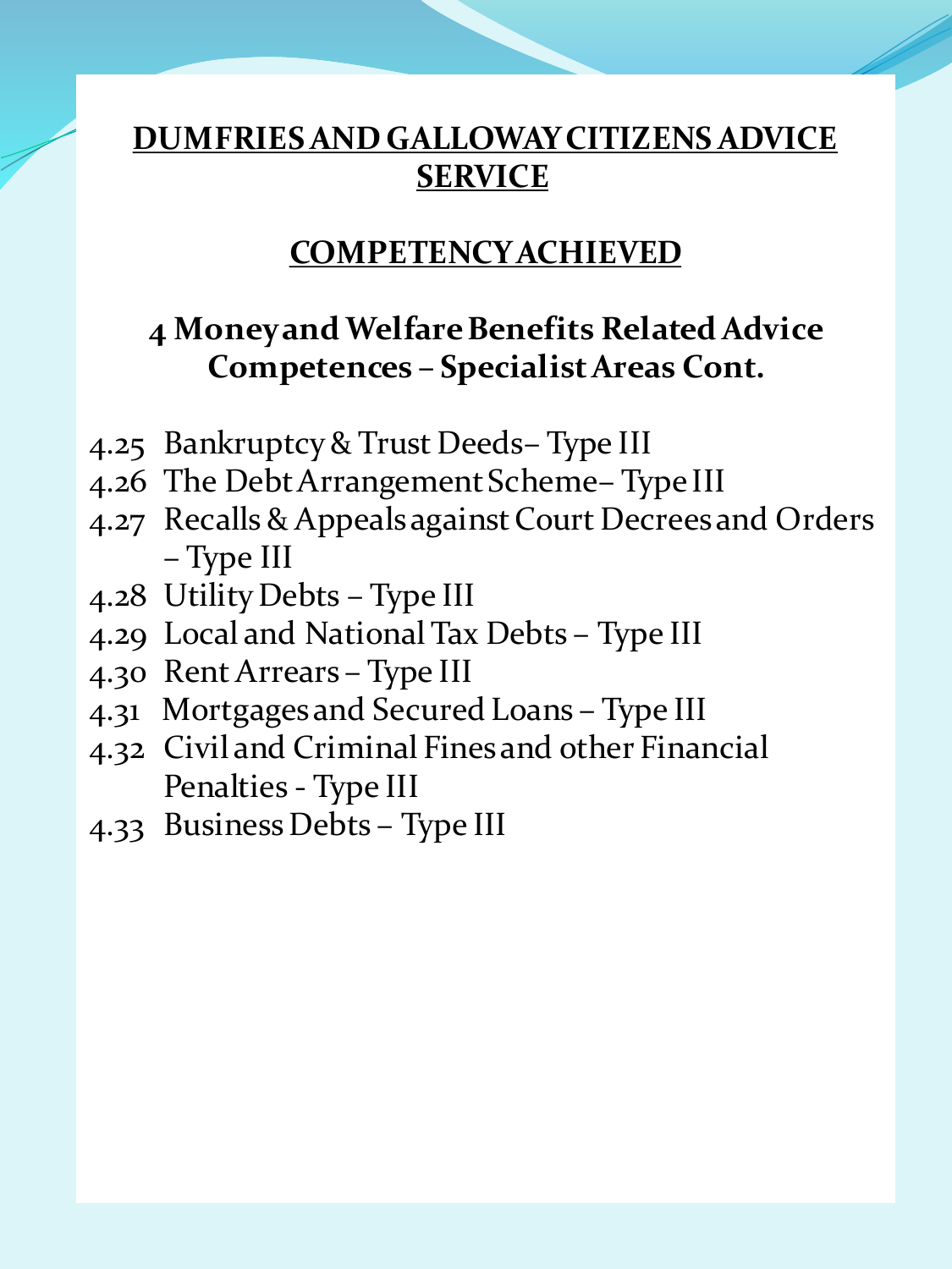# DUMFRIES AND GALLOWAY CITIZENS ADVICE SERVICE

## COMPETENCY ACHIEVED

### 4 Money and Welfare Benefits Related Advice Competences – Specialist Areas Cont.

- 4.25 Bankruptcy & Trust Deeds– Type III
- 4.26 The Debt Arrangement Scheme– Type III
- 4.27 Recalls & Appeals against Court Decrees and Orders – Type III
- 4.28 Utility Debts – Type III
- 4.29 Local and National Tax Debts – Type III
- 4.30 Rent Arrears – Type III
- 4.31 Mortgages and Secured Loans – Type III
- 4.32 Civil and Criminal Fines and other Financial Penalties - Type III
- 4.33 Business Debts – Type III